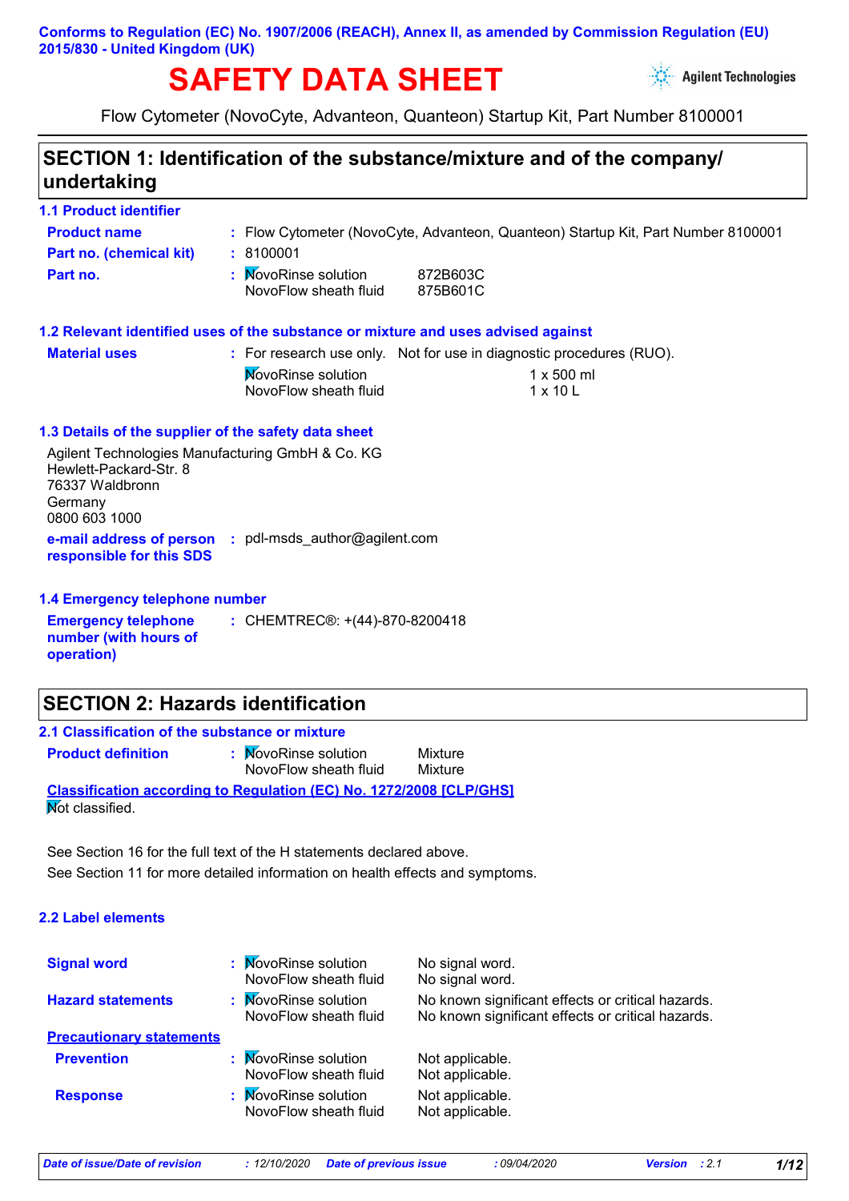Conforms to Regulation (EC) No. 1907/2006 (REACH), Annex II, as amended by Commission Regulation (EU) 2015/830 - United Kingdom (UK)

# SAFETY DATA SHEET

Agilent Technologies

Flow Cytometer (NovoCyte, Advanteon, Quanteon) Startup Kit, Part Number 8100001

## SECTION 1: Identification of the substance/mixture and of the company/ undertaking

### 1.1 Product identifier

**Product name** : Flow Cytometer (NovoCyte, Advanteon, Quanteon) Startup Kit, Part Number 8100001

**Part no. (chemical kit)** : 8100001

**Part no.** :

| | |
|---|---|
| NovoRinse solution | 872B603C |
| NovoFlow sheath fluid | 875B601C |

### 1.2 Relevant identified uses of the substance or mixture and uses advised against

**Material uses** : For research use only. Not for use in diagnostic procedures (RUO).

| | |
|---|---|
| NovoRinse solution | 1 x 500 ml |
| NovoFlow sheath fluid | 1 x 10 L |

### 1.3 Details of the supplier of the safety data sheet

Agilent Technologies Manufacturing GmbH & Co. KG
Hewlett-Packard-Str. 8
76337 Waldbronn
Germany
0800 603 1000

**e-mail address of person responsible for this SDS** : pdl-msds_author@agilent.com

### 1.4 Emergency telephone number

**Emergency telephone number (with hours of operation)** : CHEMTREC®: +(44)-870-8200418

## SECTION 2: Hazards identification

### 2.1 Classification of the substance or mixture

**Product definition** :

| | |
|---|---|
| NovoRinse solution | Mixture |
| NovoFlow sheath fluid | Mixture |

**Classification according to Regulation (EC) No. 1272/2008 [CLP/GHS]**

Not classified.

See Section 16 for the full text of the H statements declared above.

See Section 11 for more detailed information on health effects and symptoms.

### 2.2 Label elements

**Signal word** :

| | |
|---|---|
| NovoRinse solution | No signal word. |
| NovoFlow sheath fluid | No signal word. |

**Hazard statements** :

| | |
|---|---|
| NovoRinse solution | No known significant effects or critical hazards. |
| NovoFlow sheath fluid | No known significant effects or critical hazards. |

**Precautionary statements**

**Prevention** :

| | |
|---|---|
| NovoRinse solution | Not applicable. |
| NovoFlow sheath fluid | Not applicable. |

**Response** :

| | |
|---|---|
| NovoRinse solution | Not applicable. |
| NovoFlow sheath fluid | Not applicable. |

*Date of issue/Date of revision* : 12/10/2020 *Date of previous issue* : 09/04/2020 *Version* : 2.1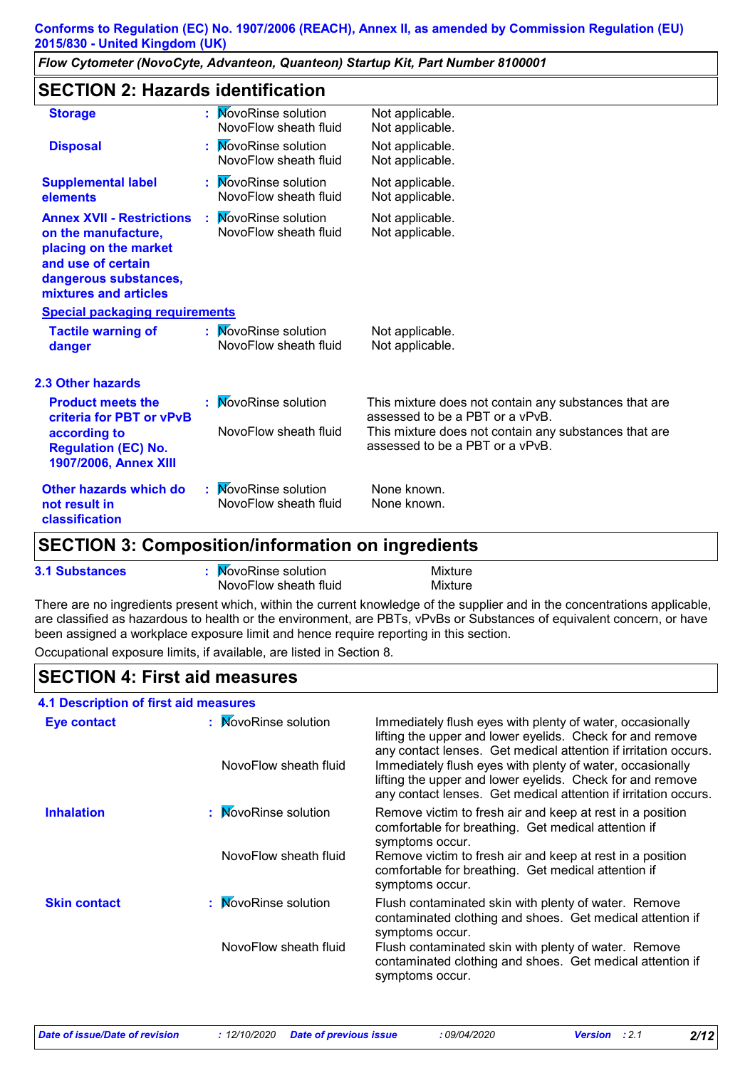## SECTION 2: Hazards identification

| | | |
|---|---|---|
| **Storage** | NovoRinse solution | Not applicable. |
| | NovoFlow sheath fluid | Not applicable. |
| **Disposal** | NovoRinse solution | Not applicable. |
| | NovoFlow sheath fluid | Not applicable. |
| **Supplemental label elements** | NovoRinse solution | Not applicable. |
| | NovoFlow sheath fluid | Not applicable. |
| **Annex XVII - Restrictions on the manufacture, placing on the market and use of certain dangerous substances, mixtures and articles** | NovoRinse solution | Not applicable. |
| | NovoFlow sheath fluid | Not applicable. |

**Special packaging requirements**

| | | |
|---|---|---|
| **Tactile warning of danger** | NovoRinse solution | Not applicable. |
| | NovoFlow sheath fluid | Not applicable. |

### 2.3 Other hazards

| | | |
|---|---|---|
| **Product meets the criteria for PBT or vPvB according to Regulation (EC) No. 1907/2006, Annex XIII** | NovoRinse solution | This mixture does not contain any substances that are assessed to be a PBT or a vPvB. |
| | NovoFlow sheath fluid | This mixture does not contain any substances that are assessed to be a PBT or a vPvB. |
| **Other hazards which do not result in classification** | NovoRinse solution | None known. |
| | NovoFlow sheath fluid | None known. |

## SECTION 3: Composition/information on ingredients

| | | |
|---|---|---|
| **3.1 Substances** | NovoRinse solution | Mixture |
| | NovoFlow sheath fluid | Mixture |

There are no ingredients present which, within the current knowledge of the supplier and in the concentrations applicable, are classified as hazardous to health or the environment, are PBTs, vPvBs or Substances of equivalent concern, or have been assigned a workplace exposure limit and hence require reporting in this section.

Occupational exposure limits, if available, are listed in Section 8.

## SECTION 4: First aid measures

### 4.1 Description of first aid measures

| | | |
|---|---|---|
| **Eye contact** | NovoRinse solution | Immediately flush eyes with plenty of water, occasionally lifting the upper and lower eyelids. Check for and remove any contact lenses. Get medical attention if irritation occurs. |
| | NovoFlow sheath fluid | Immediately flush eyes with plenty of water, occasionally lifting the upper and lower eyelids. Check for and remove any contact lenses. Get medical attention if irritation occurs. |
| **Inhalation** | NovoRinse solution | Remove victim to fresh air and keep at rest in a position comfortable for breathing. Get medical attention if symptoms occur. |
| | NovoFlow sheath fluid | Remove victim to fresh air and keep at rest in a position comfortable for breathing. Get medical attention if symptoms occur. |
| **Skin contact** | NovoRinse solution | Flush contaminated skin with plenty of water. Remove contaminated clothing and shoes. Get medical attention if symptoms occur. |
| | NovoFlow sheath fluid | Flush contaminated skin with plenty of water. Remove contaminated clothing and shoes. Get medical attention if symptoms occur. |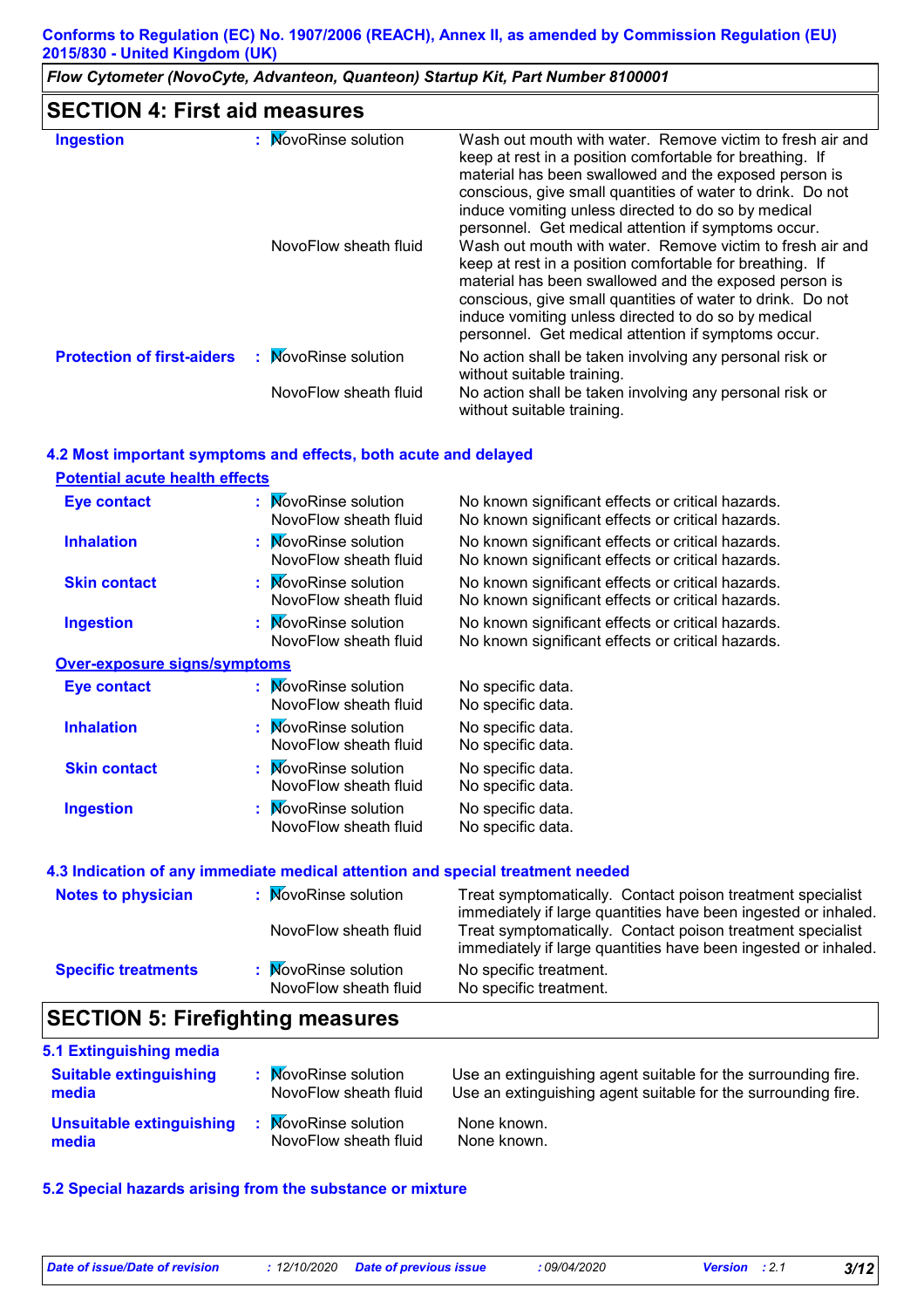## SECTION 4: First aid measures

| | | |
|---|---|---|
| **Ingestion** | NovoRinse solution | Wash out mouth with water. Remove victim to fresh air and keep at rest in a position comfortable for breathing. If material has been swallowed and the exposed person is conscious, give small quantities of water to drink. Do not induce vomiting unless directed to do so by medical personnel. Get medical attention if symptoms occur. |
| | NovoFlow sheath fluid | Wash out mouth with water. Remove victim to fresh air and keep at rest in a position comfortable for breathing. If material has been swallowed and the exposed person is conscious, give small quantities of water to drink. Do not induce vomiting unless directed to do so by medical personnel. Get medical attention if symptoms occur. |
| **Protection of first-aiders** | NovoRinse solution | No action shall be taken involving any personal risk or without suitable training. |
| | NovoFlow sheath fluid | No action shall be taken involving any personal risk or without suitable training. |

### 4.2 Most important symptoms and effects, both acute and delayed

**Potential acute health effects**

| | | |
|---|---|---|
| **Eye contact** | NovoRinse solution | No known significant effects or critical hazards. |
| | NovoFlow sheath fluid | No known significant effects or critical hazards. |
| **Inhalation** | NovoRinse solution | No known significant effects or critical hazards. |
| | NovoFlow sheath fluid | No known significant effects or critical hazards. |
| **Skin contact** | NovoRinse solution | No known significant effects or critical hazards. |
| | NovoFlow sheath fluid | No known significant effects or critical hazards. |
| **Ingestion** | NovoRinse solution | No known significant effects or critical hazards. |
| | NovoFlow sheath fluid | No known significant effects or critical hazards. |

**Over-exposure signs/symptoms**

| | | |
|---|---|---|
| **Eye contact** | NovoRinse solution | No specific data. |
| | NovoFlow sheath fluid | No specific data. |
| **Inhalation** | NovoRinse solution | No specific data. |
| | NovoFlow sheath fluid | No specific data. |
| **Skin contact** | NovoRinse solution | No specific data. |
| | NovoFlow sheath fluid | No specific data. |
| **Ingestion** | NovoRinse solution | No specific data. |
| | NovoFlow sheath fluid | No specific data. |

### 4.3 Indication of any immediate medical attention and special treatment needed

| | | |
|---|---|---|
| **Notes to physician** | NovoRinse solution | Treat symptomatically. Contact poison treatment specialist immediately if large quantities have been ingested or inhaled. |
| | NovoFlow sheath fluid | Treat symptomatically. Contact poison treatment specialist immediately if large quantities have been ingested or inhaled. |
| **Specific treatments** | NovoRinse solution | No specific treatment. |
| | NovoFlow sheath fluid | No specific treatment. |

## SECTION 5: Firefighting measures

### 5.1 Extinguishing media

| | | |
|---|---|---|
| **Suitable extinguishing media** | NovoRinse solution | Use an extinguishing agent suitable for the surrounding fire. |
| | NovoFlow sheath fluid | Use an extinguishing agent suitable for the surrounding fire. |
| **Unsuitable extinguishing media** | NovoRinse solution | None known. |
| | NovoFlow sheath fluid | None known. |

### 5.2 Special hazards arising from the substance or mixture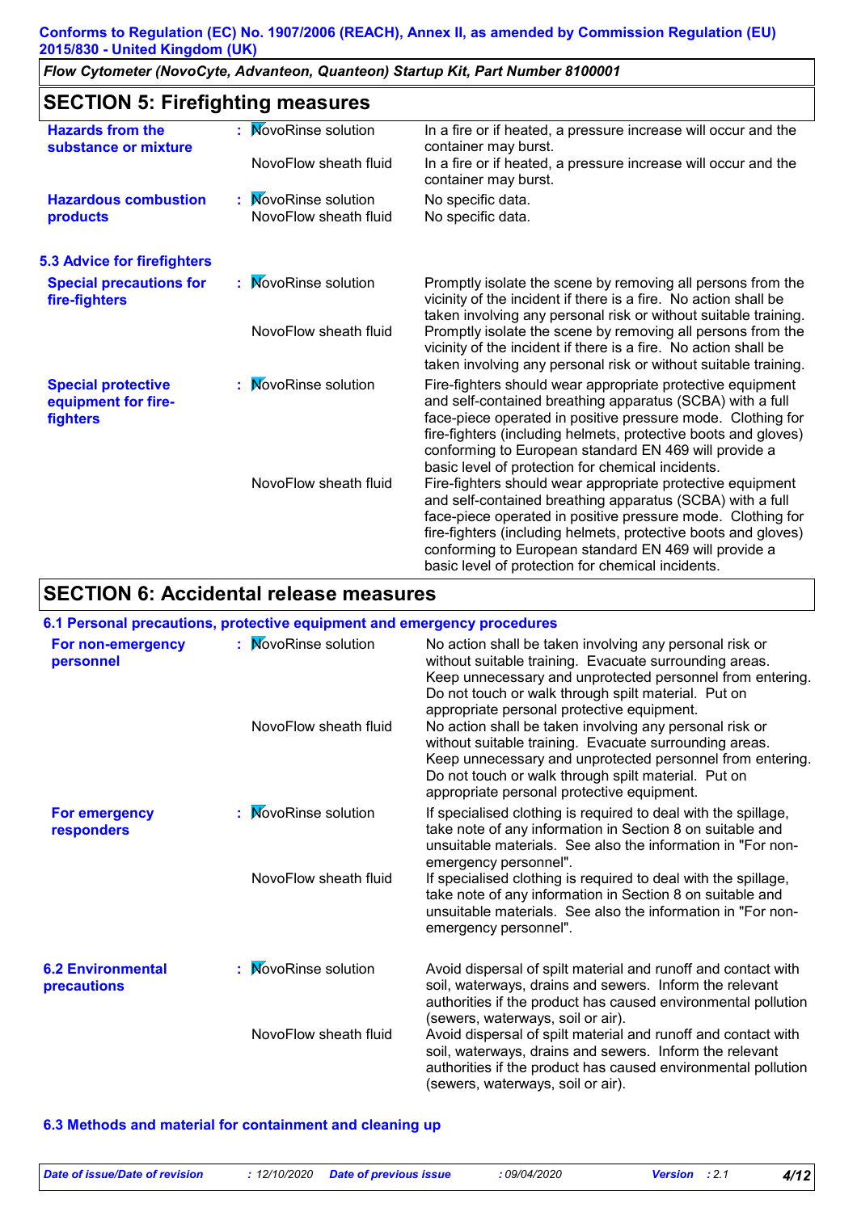## SECTION 5: Firefighting measures

| | | |
|---|---|---|
| **Hazards from the substance or mixture** | NovoRinse solution | In a fire or if heated, a pressure increase will occur and the container may burst. |
| | NovoFlow sheath fluid | In a fire or if heated, a pressure increase will occur and the container may burst. |
| **Hazardous combustion products** | NovoRinse solution | No specific data. |
| | NovoFlow sheath fluid | No specific data. |

### 5.3 Advice for firefighters

| | | |
|---|---|---|
| **Special precautions for fire-fighters** | NovoRinse solution | Promptly isolate the scene by removing all persons from the vicinity of the incident if there is a fire. No action shall be taken involving any personal risk or without suitable training. |
| | NovoFlow sheath fluid | Promptly isolate the scene by removing all persons from the vicinity of the incident if there is a fire. No action shall be taken involving any personal risk or without suitable training. |
| **Special protective equipment for fire-fighters** | NovoRinse solution | Fire-fighters should wear appropriate protective equipment and self-contained breathing apparatus (SCBA) with a full face-piece operated in positive pressure mode. Clothing for fire-fighters (including helmets, protective boots and gloves) conforming to European standard EN 469 will provide a basic level of protection for chemical incidents. |
| | NovoFlow sheath fluid | Fire-fighters should wear appropriate protective equipment and self-contained breathing apparatus (SCBA) with a full face-piece operated in positive pressure mode. Clothing for fire-fighters (including helmets, protective boots and gloves) conforming to European standard EN 469 will provide a basic level of protection for chemical incidents. |

## SECTION 6: Accidental release measures

### 6.1 Personal precautions, protective equipment and emergency procedures

| | | |
|---|---|---|
| **For non-emergency personnel** | NovoRinse solution | No action shall be taken involving any personal risk or without suitable training. Evacuate surrounding areas. Keep unnecessary and unprotected personnel from entering. Do not touch or walk through spilt material. Put on appropriate personal protective equipment. |
| | NovoFlow sheath fluid | No action shall be taken involving any personal risk or without suitable training. Evacuate surrounding areas. Keep unnecessary and unprotected personnel from entering. Do not touch or walk through spilt material. Put on appropriate personal protective equipment. |
| **For emergency responders** | NovoRinse solution | If specialised clothing is required to deal with the spillage, take note of any information in Section 8 on suitable and unsuitable materials. See also the information in "For non-emergency personnel". |
| | NovoFlow sheath fluid | If specialised clothing is required to deal with the spillage, take note of any information in Section 8 on suitable and unsuitable materials. See also the information in "For non-emergency personnel". |

| | | |
|---|---|---|
| **6.2 Environmental precautions** | NovoRinse solution | Avoid dispersal of spilt material and runoff and contact with soil, waterways, drains and sewers. Inform the relevant authorities if the product has caused environmental pollution (sewers, waterways, soil or air). |
| | NovoFlow sheath fluid | Avoid dispersal of spilt material and runoff and contact with soil, waterways, drains and sewers. Inform the relevant authorities if the product has caused environmental pollution (sewers, waterways, soil or air). |

### 6.3 Methods and material for containment and cleaning up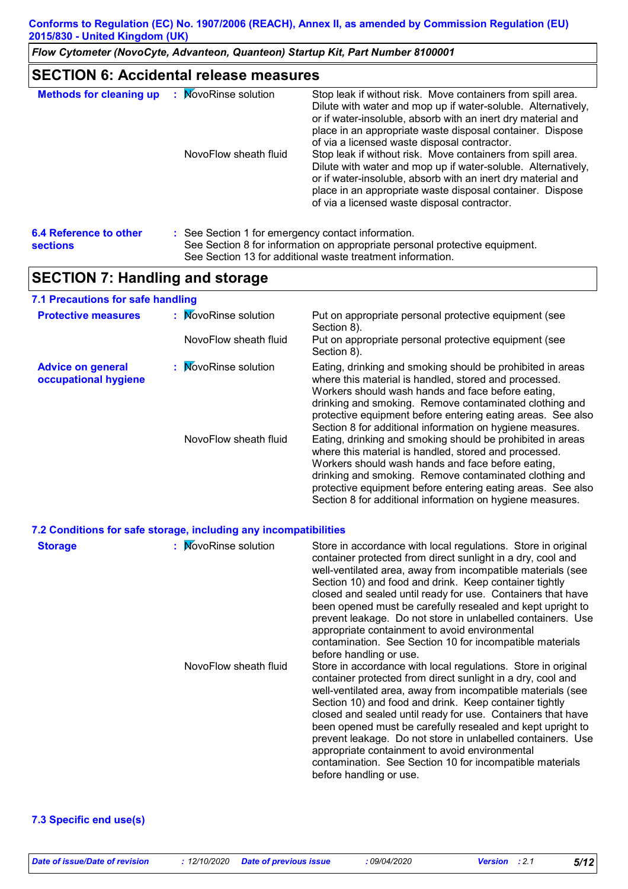## SECTION 6: Accidental release measures

| | | |
|---|---|---|
| **Methods for cleaning up** | NovoRinse solution | Stop leak if without risk. Move containers from spill area. Dilute with water and mop up if water-soluble. Alternatively, or if water-insoluble, absorb with an inert dry material and place in an appropriate waste disposal container. Dispose of via a licensed waste disposal contractor. |
| | NovoFlow sheath fluid | Stop leak if without risk. Move containers from spill area. Dilute with water and mop up if water-soluble. Alternatively, or if water-insoluble, absorb with an inert dry material and place in an appropriate waste disposal container. Dispose of via a licensed waste disposal contractor. |

**6.4 Reference to other sections** : See Section 1 for emergency contact information.
See Section 8 for information on appropriate personal protective equipment.
See Section 13 for additional waste treatment information.

## SECTION 7: Handling and storage

### 7.1 Precautions for safe handling

| | | |
|---|---|---|
| **Protective measures** | NovoRinse solution | Put on appropriate personal protective equipment (see Section 8). |
| | NovoFlow sheath fluid | Put on appropriate personal protective equipment (see Section 8). |
| **Advice on general occupational hygiene** | NovoRinse solution | Eating, drinking and smoking should be prohibited in areas where this material is handled, stored and processed. Workers should wash hands and face before eating, drinking and smoking. Remove contaminated clothing and protective equipment before entering eating areas. See also Section 8 for additional information on hygiene measures. |
| | NovoFlow sheath fluid | Eating, drinking and smoking should be prohibited in areas where this material is handled, stored and processed. Workers should wash hands and face before eating, drinking and smoking. Remove contaminated clothing and protective equipment before entering eating areas. See also Section 8 for additional information on hygiene measures. |

### 7.2 Conditions for safe storage, including any incompatibilities

| | | |
|---|---|---|
| **Storage** | NovoRinse solution | Store in accordance with local regulations. Store in original container protected from direct sunlight in a dry, cool and well-ventilated area, away from incompatible materials (see Section 10) and food and drink. Keep container tightly closed and sealed until ready for use. Containers that have been opened must be carefully resealed and kept upright to prevent leakage. Do not store in unlabelled containers. Use appropriate containment to avoid environmental contamination. See Section 10 for incompatible materials before handling or use. |
| | NovoFlow sheath fluid | Store in accordance with local regulations. Store in original container protected from direct sunlight in a dry, cool and well-ventilated area, away from incompatible materials (see Section 10) and food and drink. Keep container tightly closed and sealed until ready for use. Containers that have been opened must be carefully resealed and kept upright to prevent leakage. Do not store in unlabelled containers. Use appropriate containment to avoid environmental contamination. See Section 10 for incompatible materials before handling or use. |

### 7.3 Specific end use(s)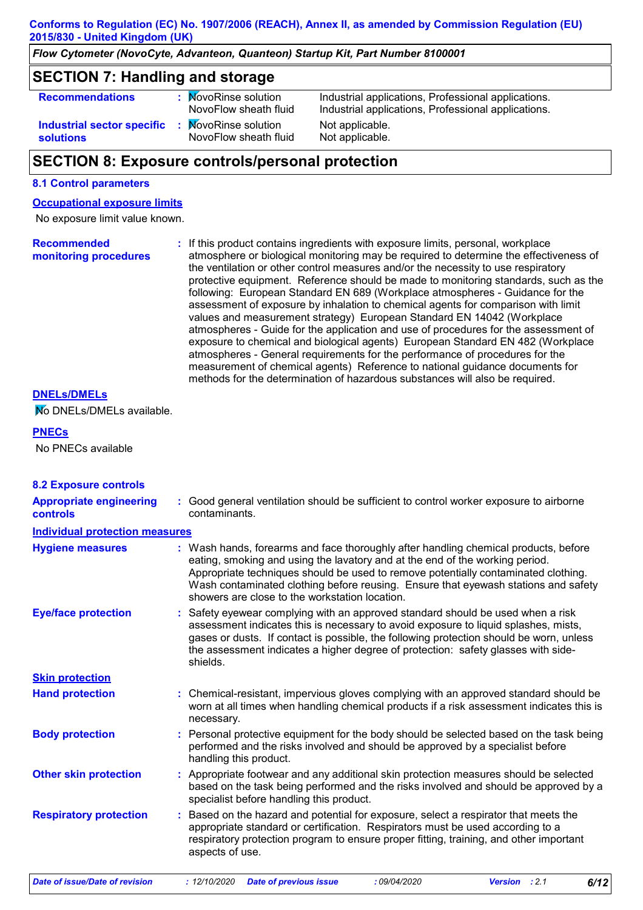## SECTION 7: Handling and storage

| | | |
|---|---|---|
| **Recommendations** | NovoRinse solution | Industrial applications, Professional applications. |
| | NovoFlow sheath fluid | Industrial applications, Professional applications. |
| **Industrial sector specific solutions** | NovoRinse solution | Not applicable. |
| | NovoFlow sheath fluid | Not applicable. |

## SECTION 8: Exposure controls/personal protection

### 8.1 Control parameters

**Occupational exposure limits**

No exposure limit value known.

**Recommended monitoring procedures** : If this product contains ingredients with exposure limits, personal, workplace atmosphere or biological monitoring may be required to determine the effectiveness of the ventilation or other control measures and/or the necessity to use respiratory protective equipment. Reference should be made to monitoring standards, such as the following: European Standard EN 689 (Workplace atmospheres - Guidance for the assessment of exposure by inhalation to chemical agents for comparison with limit values and measurement strategy) European Standard EN 14042 (Workplace atmospheres - Guide for the application and use of procedures for the assessment of exposure to chemical and biological agents) European Standard EN 482 (Workplace atmospheres - General requirements for the performance of procedures for the measurement of chemical agents) Reference to national guidance documents for methods for the determination of hazardous substances will also be required.

**DNELs/DMELs**

No DNELs/DMELs available.

**PNECs**

No PNECs available

### 8.2 Exposure controls

**Appropriate engineering controls** : Good general ventilation should be sufficient to control worker exposure to airborne contaminants.

**Individual protection measures**

**Hygiene measures** : Wash hands, forearms and face thoroughly after handling chemical products, before eating, smoking and using the lavatory and at the end of the working period. Appropriate techniques should be used to remove potentially contaminated clothing. Wash contaminated clothing before reusing. Ensure that eyewash stations and safety showers are close to the workstation location.

**Eye/face protection** : Safety eyewear complying with an approved standard should be used when a risk assessment indicates this is necessary to avoid exposure to liquid splashes, mists, gases or dusts. If contact is possible, the following protection should be worn, unless the assessment indicates a higher degree of protection: safety glasses with side-shields.

**Skin protection**

**Hand protection** : Chemical-resistant, impervious gloves complying with an approved standard should be worn at all times when handling chemical products if a risk assessment indicates this is necessary.

**Body protection** : Personal protective equipment for the body should be selected based on the task being performed and the risks involved and should be approved by a specialist before handling this product.

**Other skin protection** : Appropriate footwear and any additional skin protection measures should be selected based on the task being performed and the risks involved and should be approved by a specialist before handling this product.

**Respiratory protection** : Based on the hazard and potential for exposure, select a respirator that meets the appropriate standard or certification. Respirators must be used according to a respiratory protection program to ensure proper fitting, training, and other important aspects of use.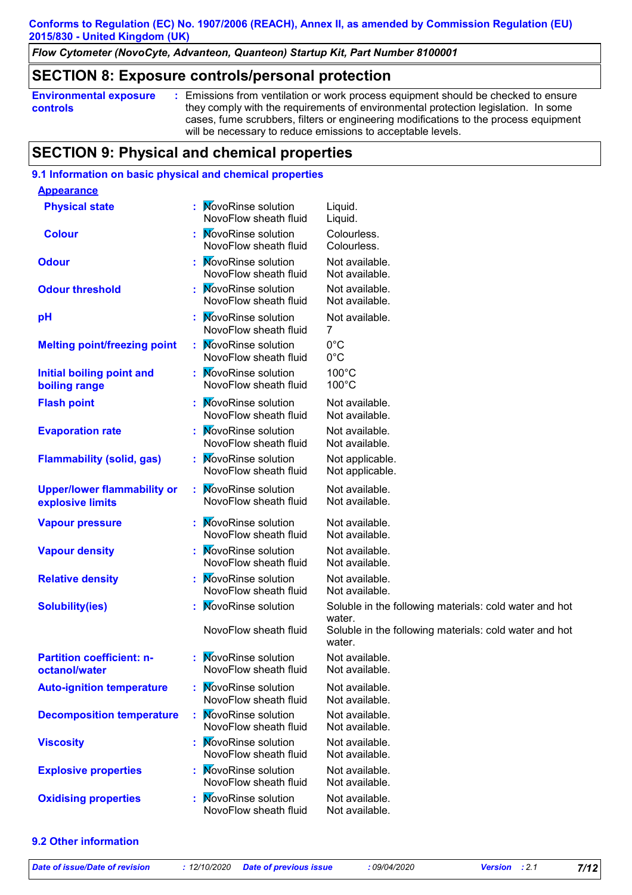## SECTION 8: Exposure controls/personal protection

**Environmental exposure controls** : Emissions from ventilation or work process equipment should be checked to ensure they comply with the requirements of environmental protection legislation. In some cases, fume scrubbers, filters or engineering modifications to the process equipment will be necessary to reduce emissions to acceptable levels.

## SECTION 9: Physical and chemical properties

### 9.1 Information on basic physical and chemical properties

**Appearance**

| | | |
|---|---|---|
| **Physical state** | NovoRinse solution | Liquid. |
| | NovoFlow sheath fluid | Liquid. |
| **Colour** | NovoRinse solution | Colourless. |
| | NovoFlow sheath fluid | Colourless. |
| **Odour** | NovoRinse solution | Not available. |
| | NovoFlow sheath fluid | Not available. |
| **Odour threshold** | NovoRinse solution | Not available. |
| | NovoFlow sheath fluid | Not available. |
| **pH** | NovoRinse solution | Not available. |
| | NovoFlow sheath fluid | 7 |
| **Melting point/freezing point** | NovoRinse solution | 0°C |
| | NovoFlow sheath fluid | 0°C |
| **Initial boiling point and boiling range** | NovoRinse solution | 100°C |
| | NovoFlow sheath fluid | 100°C |
| **Flash point** | NovoRinse solution | Not available. |
| | NovoFlow sheath fluid | Not available. |
| **Evaporation rate** | NovoRinse solution | Not available. |
| | NovoFlow sheath fluid | Not available. |
| **Flammability (solid, gas)** | NovoRinse solution | Not applicable. |
| | NovoFlow sheath fluid | Not applicable. |
| **Upper/lower flammability or explosive limits** | NovoRinse solution | Not available. |
| | NovoFlow sheath fluid | Not available. |
| **Vapour pressure** | NovoRinse solution | Not available. |
| | NovoFlow sheath fluid | Not available. |
| **Vapour density** | NovoRinse solution | Not available. |
| | NovoFlow sheath fluid | Not available. |
| **Relative density** | NovoRinse solution | Not available. |
| | NovoFlow sheath fluid | Not available. |
| **Solubility(ies)** | NovoRinse solution | Soluble in the following materials: cold water and hot water. |
| | NovoFlow sheath fluid | Soluble in the following materials: cold water and hot water. |
| **Partition coefficient: n-octanol/water** | NovoRinse solution | Not available. |
| | NovoFlow sheath fluid | Not available. |
| **Auto-ignition temperature** | NovoRinse solution | Not available. |
| | NovoFlow sheath fluid | Not available. |
| **Decomposition temperature** | NovoRinse solution | Not available. |
| | NovoFlow sheath fluid | Not available. |
| **Viscosity** | NovoRinse solution | Not available. |
| | NovoFlow sheath fluid | Not available. |
| **Explosive properties** | NovoRinse solution | Not available. |
| | NovoFlow sheath fluid | Not available. |
| **Oxidising properties** | NovoRinse solution | Not available. |
| | NovoFlow sheath fluid | Not available. |

### 9.2 Other information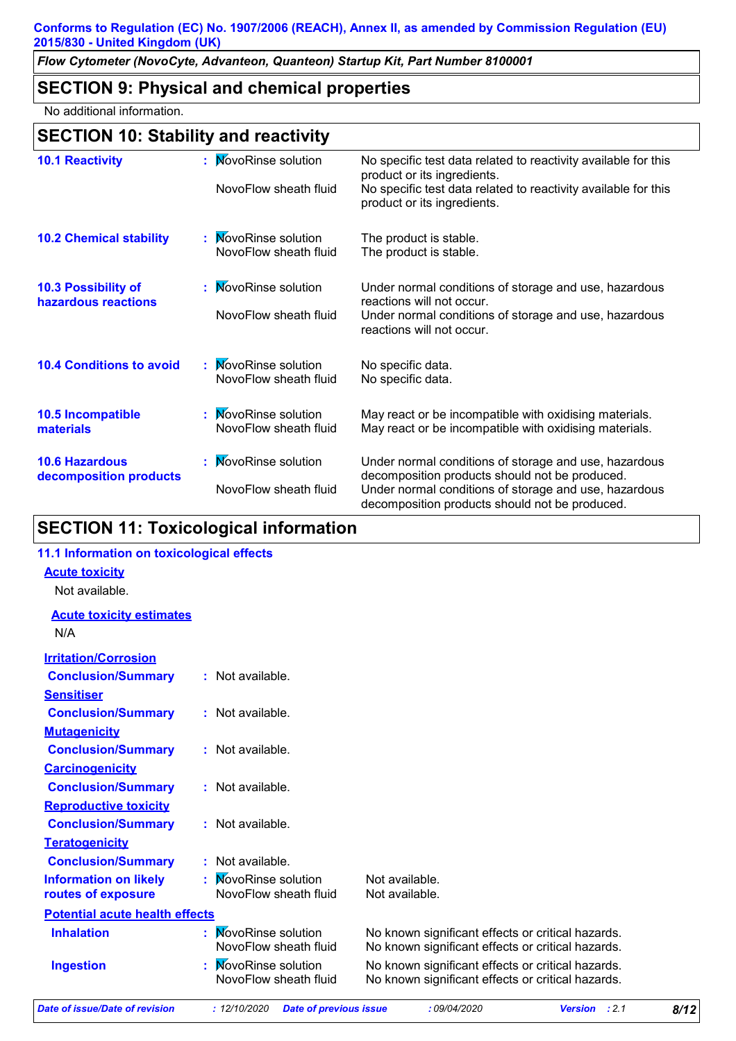## SECTION 9: Physical and chemical properties

No additional information.

## SECTION 10: Stability and reactivity

| | | |
|---|---|---|
| **10.1 Reactivity** | NovoRinse solution | No specific test data related to reactivity available for this product or its ingredients. |
| | NovoFlow sheath fluid | No specific test data related to reactivity available for this product or its ingredients. |
| **10.2 Chemical stability** | NovoRinse solution | The product is stable. |
| | NovoFlow sheath fluid | The product is stable. |
| **10.3 Possibility of hazardous reactions** | NovoRinse solution | Under normal conditions of storage and use, hazardous reactions will not occur. |
| | NovoFlow sheath fluid | Under normal conditions of storage and use, hazardous reactions will not occur. |
| **10.4 Conditions to avoid** | NovoRinse solution | No specific data. |
| | NovoFlow sheath fluid | No specific data. |
| **10.5 Incompatible materials** | NovoRinse solution | May react or be incompatible with oxidising materials. |
| | NovoFlow sheath fluid | May react or be incompatible with oxidising materials. |
| **10.6 Hazardous decomposition products** | NovoRinse solution | Under normal conditions of storage and use, hazardous decomposition products should not be produced. |
| | NovoFlow sheath fluid | Under normal conditions of storage and use, hazardous decomposition products should not be produced. |

## SECTION 11: Toxicological information

### 11.1 Information on toxicological effects

**Acute toxicity**

Not available.

**Acute toxicity estimates**

N/A

**Irritation/Corrosion**

**Conclusion/Summary** : Not available.

**Sensitiser**

**Conclusion/Summary** : Not available.

**Mutagenicity**

**Conclusion/Summary** : Not available.

**Carcinogenicity**

**Conclusion/Summary** : Not available.

**Reproductive toxicity**

**Conclusion/Summary** : Not available.

**Teratogenicity**

**Conclusion/Summary** : Not available.

| | | |
|---|---|---|
| **Information on likely routes of exposure** | NovoRinse solution | Not available. |
| | NovoFlow sheath fluid | Not available. |

**Potential acute health effects**

| | | |
|---|---|---|
| **Inhalation** | NovoRinse solution | No known significant effects or critical hazards. |
| | NovoFlow sheath fluid | No known significant effects or critical hazards. |
| **Ingestion** | NovoRinse solution | No known significant effects or critical hazards. |
| | NovoFlow sheath fluid | No known significant effects or critical hazards. |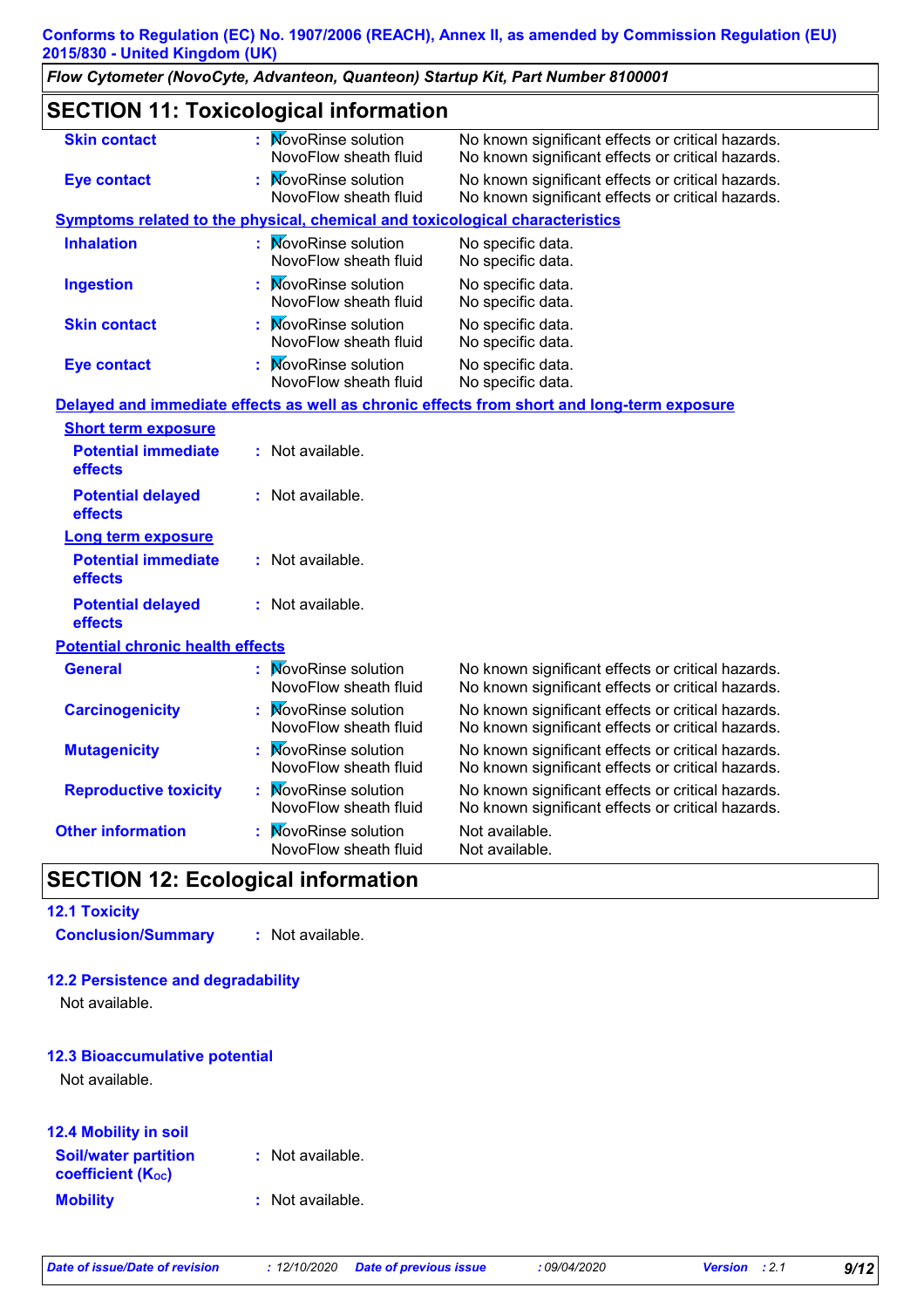## SECTION 11: Toxicological information

| | | |
|---|---|---|
| **Skin contact** | NovoRinse solution | No known significant effects or critical hazards. |
| | NovoFlow sheath fluid | No known significant effects or critical hazards. |
| **Eye contact** | NovoRinse solution | No known significant effects or critical hazards. |
| | NovoFlow sheath fluid | No known significant effects or critical hazards. |

**Symptoms related to the physical, chemical and toxicological characteristics**

| | | |
|---|---|---|
| **Inhalation** | NovoRinse solution | No specific data. |
| | NovoFlow sheath fluid | No specific data. |
| **Ingestion** | NovoRinse solution | No specific data. |
| | NovoFlow sheath fluid | No specific data. |
| **Skin contact** | NovoRinse solution | No specific data. |
| | NovoFlow sheath fluid | No specific data. |
| **Eye contact** | NovoRinse solution | No specific data. |
| | NovoFlow sheath fluid | No specific data. |

**Delayed and immediate effects as well as chronic effects from short and long-term exposure**

**Short term exposure**

**Potential immediate effects** : Not available.

**Potential delayed effects** : Not available.

**Long term exposure**

**Potential immediate effects** : Not available.

**Potential delayed effects** : Not available.

**Potential chronic health effects**

| | | |
|---|---|---|
| **General** | NovoRinse solution | No known significant effects or critical hazards. |
| | NovoFlow sheath fluid | No known significant effects or critical hazards. |
| **Carcinogenicity** | NovoRinse solution | No known significant effects or critical hazards. |
| | NovoFlow sheath fluid | No known significant effects or critical hazards. |
| **Mutagenicity** | NovoRinse solution | No known significant effects or critical hazards. |
| | NovoFlow sheath fluid | No known significant effects or critical hazards. |
| **Reproductive toxicity** | NovoRinse solution | No known significant effects or critical hazards. |
| | NovoFlow sheath fluid | No known significant effects or critical hazards. |
| **Other information** | NovoRinse solution | Not available. |
| | NovoFlow sheath fluid | Not available. |

## SECTION 12: Ecological information

### 12.1 Toxicity

**Conclusion/Summary** : Not available.

### 12.2 Persistence and degradability

Not available.

### 12.3 Bioaccumulative potential

Not available.

### 12.4 Mobility in soil

**Soil/water partition coefficient ($K_{OC}$)** : Not available.

**Mobility** : Not available.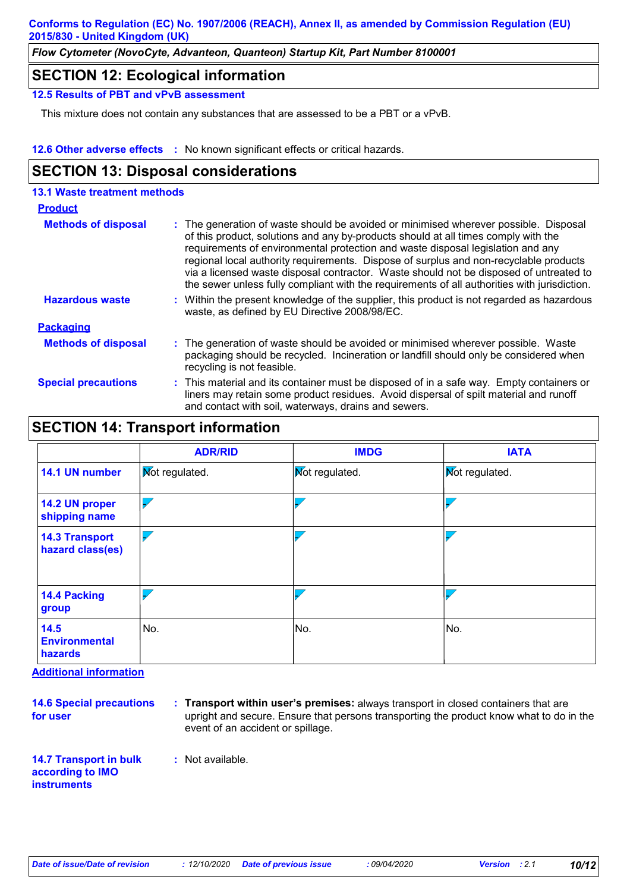## SECTION 12: Ecological information

### 12.5 Results of PBT and vPvB assessment

This mixture does not contain any substances that are assessed to be a PBT or a vPvB.

**12.6 Other adverse effects** : No known significant effects or critical hazards.

## SECTION 13: Disposal considerations

### 13.1 Waste treatment methods

**Product**

**Methods of disposal** : The generation of waste should be avoided or minimised wherever possible. Disposal of this product, solutions and any by-products should at all times comply with the requirements of environmental protection and waste disposal legislation and any regional local authority requirements. Dispose of surplus and non-recyclable products via a licensed waste disposal contractor. Waste should not be disposed of untreated to the sewer unless fully compliant with the requirements of all authorities with jurisdiction.

**Hazardous waste** : Within the present knowledge of the supplier, this product is not regarded as hazardous waste, as defined by EU Directive 2008/98/EC.

**Packaging**

**Methods of disposal** : The generation of waste should be avoided or minimised wherever possible. Waste packaging should be recycled. Incineration or landfill should only be considered when recycling is not feasible.

**Special precautions** : This material and its container must be disposed of in a safe way. Empty containers or liners may retain some product residues. Avoid dispersal of spilt material and runoff and contact with soil, waterways, drains and sewers.

## SECTION 14: Transport information

| | ADR/RID | IMDG | IATA |
|---|---|---|---|
| **14.1 UN number** | Not regulated. | Not regulated. | Not regulated. |
| **14.2 UN proper shipping name** | - | - | - |
| **14.3 Transport hazard class(es)** | - | - | - |
| **14.4 Packing group** | - | - | - |
| **14.5 Environmental hazards** | No. | No. | No. |

**Additional information**

**14.6 Special precautions for user** : **Transport within user's premises:** always transport in closed containers that are upright and secure. Ensure that persons transporting the product know what to do in the event of an accident or spillage.

**14.7 Transport in bulk according to IMO instruments** : Not available.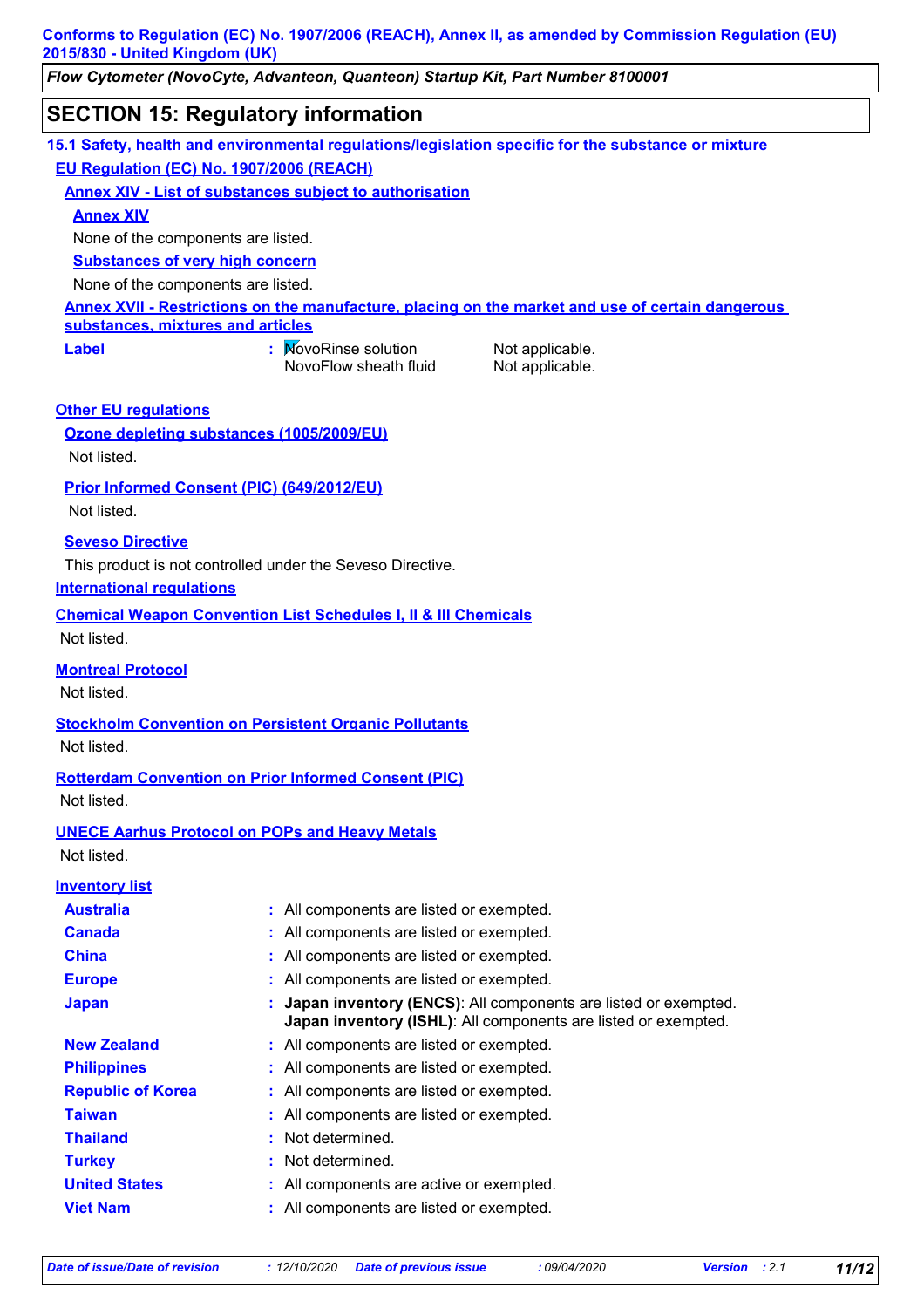## SECTION 15: Regulatory information

### 15.1 Safety, health and environmental regulations/legislation specific for the substance or mixture

**EU Regulation (EC) No. 1907/2006 (REACH)**

**Annex XIV - List of substances subject to authorisation**

**Annex XIV**

None of the components are listed.

**Substances of very high concern**

None of the components are listed.

**Annex XVII - Restrictions on the manufacture, placing on the market and use of certain dangerous substances, mixtures and articles**

| | | |
|---|---|---|
| **Label** | NovoRinse solution | Not applicable. |
| | NovoFlow sheath fluid | Not applicable. |

**Other EU regulations**

**Ozone depleting substances (1005/2009/EU)**

Not listed.

**Prior Informed Consent (PIC) (649/2012/EU)**

Not listed.

**Seveso Directive**

This product is not controlled under the Seveso Directive.

**International regulations**

**Chemical Weapon Convention List Schedules I, II & III Chemicals**

Not listed.

**Montreal Protocol**

Not listed.

**Stockholm Convention on Persistent Organic Pollutants**

Not listed.

**Rotterdam Convention on Prior Informed Consent (PIC)**

Not listed.

**UNECE Aarhus Protocol on POPs and Heavy Metals**

Not listed.

**Inventory list**

| | |
|---|---|
| **Australia** | All components are listed or exempted. |
| **Canada** | All components are listed or exempted. |
| **China** | All components are listed or exempted. |
| **Europe** | All components are listed or exempted. |
| **Japan** | **Japan inventory (ENCS)**: All components are listed or exempted.<br>**Japan inventory (ISHL)**: All components are listed or exempted. |
| **New Zealand** | All components are listed or exempted. |
| **Philippines** | All components are listed or exempted. |
| **Republic of Korea** | All components are listed or exempted. |
| **Taiwan** | All components are listed or exempted. |
| **Thailand** | Not determined. |
| **Turkey** | Not determined. |
| **United States** | All components are active or exempted. |
| **Viet Nam** | All components are listed or exempted. |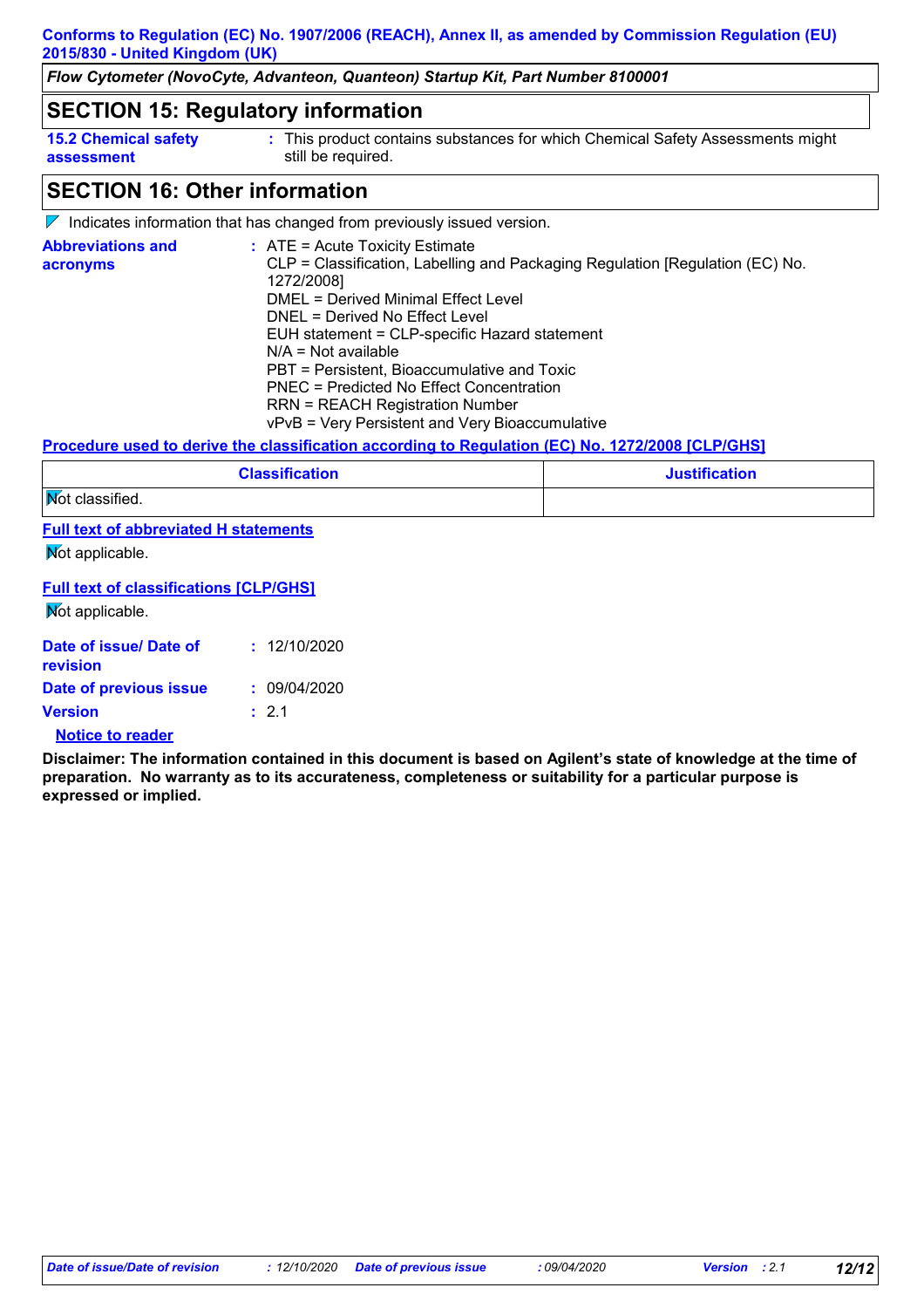## SECTION 15: Regulatory information

**15.2 Chemical safety assessment** : This product contains substances for which Chemical Safety Assessments might still be required.

## SECTION 16: Other information

Indicates information that has changed from previously issued version.

**Abbreviations and acronyms** :
ATE = Acute Toxicity Estimate
CLP = Classification, Labelling and Packaging Regulation [Regulation (EC) No. 1272/2008]
DMEL = Derived Minimal Effect Level
DNEL = Derived No Effect Level
EUH statement = CLP-specific Hazard statement
N/A = Not available
PBT = Persistent, Bioaccumulative and Toxic
PNEC = Predicted No Effect Concentration
RRN = REACH Registration Number
vPvB = Very Persistent and Very Bioaccumulative

**Procedure used to derive the classification according to Regulation (EC) No. 1272/2008 [CLP/GHS]**

| Classification | Justification |
|---|---|
| Not classified. | |

**Full text of abbreviated H statements**

Not applicable.

**Full text of classifications [CLP/GHS]**

Not applicable.

**Date of issue/ Date of revision** : 12/10/2020

**Date of previous issue** : 09/04/2020

**Version** : 2.1

**Notice to reader**

**Disclaimer: The information contained in this document is based on Agilent's state of knowledge at the time of preparation. No warranty as to its accurateness, completeness or suitability for a particular purpose is expressed or implied.**